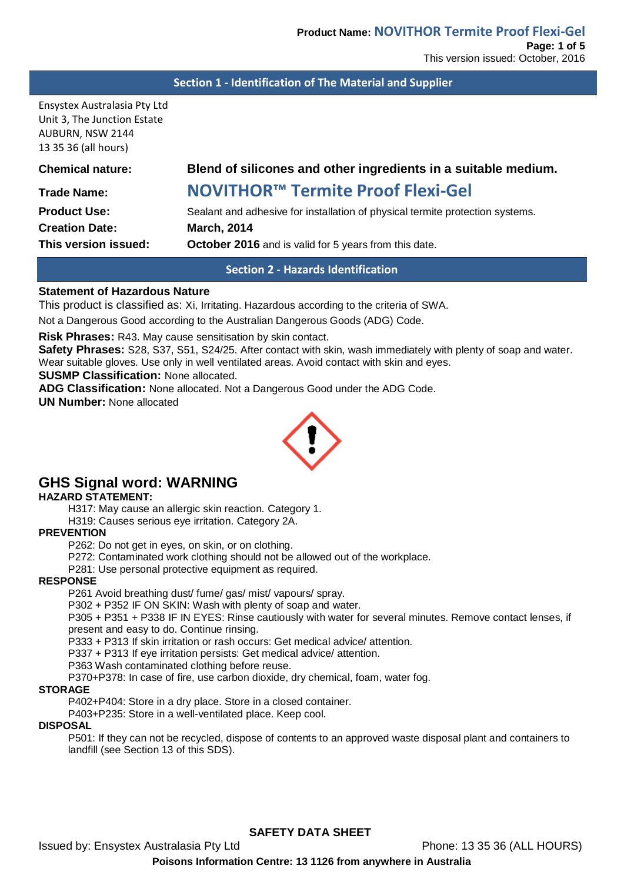## Section 1 - Identification of The Material and Supplier

Ensystex Australasia Pty Ltd
Unit 3, The Junction Estate
AUBURN, NSW 2144
13 35 36 (all hours)

| | |
|---|---|
| **Chemical nature:** | **Blend of silicones and other ingredients in a suitable medium.** |
| **Trade Name:** | **NOVITHOR™ Termite Proof Flexi-Gel** |
| **Product Use:** | Sealant and adhesive for installation of physical termite protection systems. |
| **Creation Date:** | **March, 2014** |
| **This version issued:** | **October 2016** and is valid for 5 years from this date. |

## Section 2 - Hazards Identification

**Statement of Hazardous Nature**

This product is classified as: Xi, Irritating. Hazardous according to the criteria of SWA.

Not a Dangerous Good according to the Australian Dangerous Goods (ADG) Code.

**Risk Phrases:** R43. May cause sensitisation by skin contact.

**Safety Phrases:** S28, S37, S51, S24/25. After contact with skin, wash immediately with plenty of soap and water. Wear suitable gloves. Use only in well ventilated areas. Avoid contact with skin and eyes.

**SUSMP Classification:** None allocated.

**ADG Classification:** None allocated. Not a Dangerous Good under the ADG Code.

**UN Number:** None allocated

### GHS Signal word: WARNING

**HAZARD STATEMENT:**

H317: May cause an allergic skin reaction. Category 1.
H319: Causes serious eye irritation. Category 2A.

**PREVENTION**

P262: Do not get in eyes, on skin, or on clothing.
P272: Contaminated work clothing should not be allowed out of the workplace.
P281: Use personal protective equipment as required.

**RESPONSE**

P261 Avoid breathing dust/ fume/ gas/ mist/ vapours/ spray.
P302 + P352 IF ON SKIN: Wash with plenty of soap and water.
P305 + P351 + P338 IF IN EYES: Rinse cautiously with water for several minutes. Remove contact lenses, if present and easy to do. Continue rinsing.
P333 + P313 If skin irritation or rash occurs: Get medical advice/ attention.
P337 + P313 If eye irritation persists: Get medical advice/ attention.
P363 Wash contaminated clothing before reuse.
P370+P378: In case of fire, use carbon dioxide, dry chemical, foam, water fog.

**STORAGE**

P402+P404: Store in a dry place. Store in a closed container.
P403+P235: Store in a well-ventilated place. Keep cool.

**DISPOSAL**

P501: If they can not be recycled, dispose of contents to an approved waste disposal plant and containers to landfill (see Section 13 of this SDS).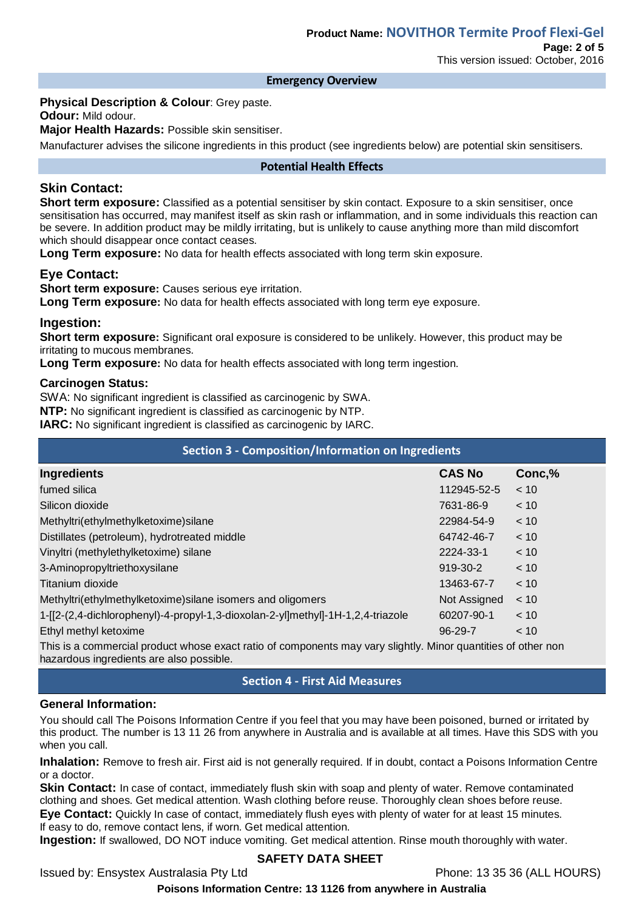## Emergency Overview

**Physical Description & Colour**: Grey paste.

**Odour:** Mild odour.

**Major Health Hazards:** Possible skin sensitiser.

Manufacturer advises the silicone ingredients in this product (see ingredients below) are potential skin sensitisers.

## Potential Health Effects

### Skin Contact:

**Short term exposure:** Classified as a potential sensitiser by skin contact. Exposure to a skin sensitiser, once sensitisation has occurred, may manifest itself as skin rash or inflammation, and in some individuals this reaction can be severe. In addition product may be mildly irritating, but is unlikely to cause anything more than mild discomfort which should disappear once contact ceases.

**Long Term exposure:** No data for health effects associated with long term skin exposure.

### Eye Contact:

**Short term exposure:** Causes serious eye irritation.

**Long Term exposure:** No data for health effects associated with long term eye exposure.

### Ingestion:

**Short term exposure:** Significant oral exposure is considered to be unlikely. However, this product may be irritating to mucous membranes.

**Long Term exposure:** No data for health effects associated with long term ingestion.

### Carcinogen Status:

SWA: No significant ingredient is classified as carcinogenic by SWA.

**NTP:** No significant ingredient is classified as carcinogenic by NTP.

**IARC:** No significant ingredient is classified as carcinogenic by IARC.

## Section 3 - Composition/Information on Ingredients

| Ingredients | CAS No | Conc,% |
|---|---|---|
| fumed silica | 112945-52-5 | < 10 |
| Silicon dioxide | 7631-86-9 | < 10 |
| Methyltri(ethylmethylketoxime)silane | 22984-54-9 | < 10 |
| Distillates (petroleum), hydrotreated middle | 64742-46-7 | < 10 |
| Vinyltri (methylethylketoxime) silane | 2224-33-1 | < 10 |
| 3-Aminopropyltriethoxysilane | 919-30-2 | < 10 |
| Titanium dioxide | 13463-67-7 | < 10 |
| Methyltri(ethylmethylketoxime)silane isomers and oligomers | Not Assigned | < 10 |
| 1-[[2-(2,4-dichlorophenyl)-4-propyl-1,3-dioxolan-2-yl]methyl]-1H-1,2,4-triazole | 60207-90-1 | < 10 |
| Ethyl methyl ketoxime | 96-29-7 | < 10 |

This is a commercial product whose exact ratio of components may vary slightly. Minor quantities of other non hazardous ingredients are also possible.

## Section 4 - First Aid Measures

### General Information:

You should call The Poisons Information Centre if you feel that you may have been poisoned, burned or irritated by this product. The number is 13 11 26 from anywhere in Australia and is available at all times. Have this SDS with you when you call.

**Inhalation:** Remove to fresh air. First aid is not generally required. If in doubt, contact a Poisons Information Centre or a doctor.

**Skin Contact:** In case of contact, immediately flush skin with soap and plenty of water. Remove contaminated clothing and shoes. Get medical attention. Wash clothing before reuse. Thoroughly clean shoes before reuse.

**Eye Contact:** Quickly In case of contact, immediately flush eyes with plenty of water for at least 15 minutes. If easy to do, remove contact lens, if worn. Get medical attention.

**Ingestion:** If swallowed, DO NOT induce vomiting. Get medical attention. Rinse mouth thoroughly with water.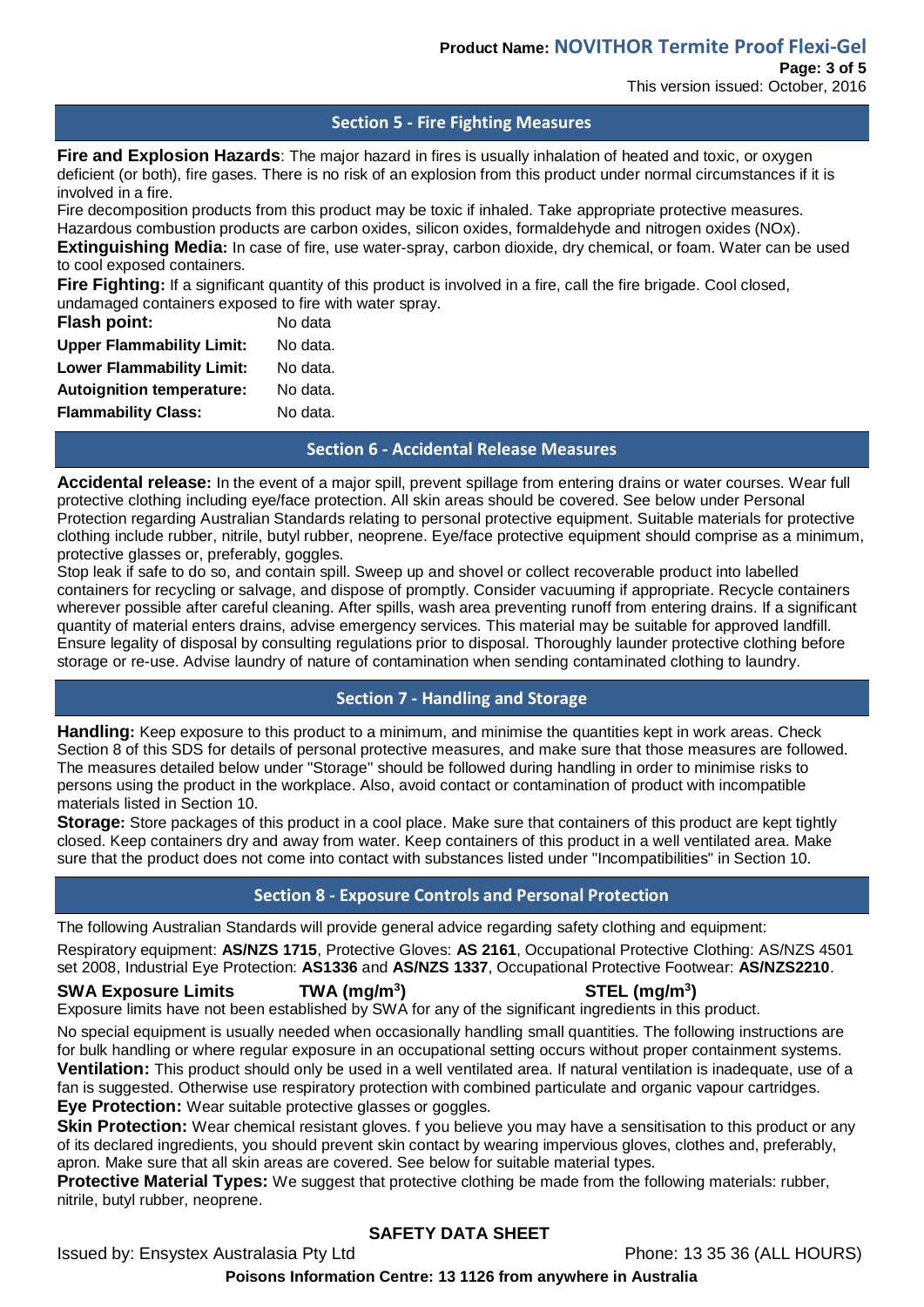## Section 5 - Fire Fighting Measures

**Fire and Explosion Hazards**: The major hazard in fires is usually inhalation of heated and toxic, or oxygen deficient (or both), fire gases. There is no risk of an explosion from this product under normal circumstances if it is involved in a fire.

Fire decomposition products from this product may be toxic if inhaled. Take appropriate protective measures.

Hazardous combustion products are carbon oxides, silicon oxides, formaldehyde and nitrogen oxides (NOx).

**Extinguishing Media:** In case of fire, use water-spray, carbon dioxide, dry chemical, or foam. Water can be used to cool exposed containers.

**Fire Fighting:** If a significant quantity of this product is involved in a fire, call the fire brigade. Cool closed, undamaged containers exposed to fire with water spray.

| | |
|---|---|
| **Flash point:** | No data |
| **Upper Flammability Limit:** | No data. |
| **Lower Flammability Limit:** | No data. |
| **Autoignition temperature:** | No data. |
| **Flammability Class:** | No data. |

## Section 6 - Accidental Release Measures

**Accidental release:** In the event of a major spill, prevent spillage from entering drains or water courses. Wear full protective clothing including eye/face protection. All skin areas should be covered. See below under Personal Protection regarding Australian Standards relating to personal protective equipment. Suitable materials for protective clothing include rubber, nitrile, butyl rubber, neoprene. Eye/face protective equipment should comprise as a minimum, protective glasses or, preferably, goggles.

Stop leak if safe to do so, and contain spill. Sweep up and shovel or collect recoverable product into labelled containers for recycling or salvage, and dispose of promptly. Consider vacuuming if appropriate. Recycle containers wherever possible after careful cleaning. After spills, wash area preventing runoff from entering drains. If a significant quantity of material enters drains, advise emergency services. This material may be suitable for approved landfill. Ensure legality of disposal by consulting regulations prior to disposal. Thoroughly launder protective clothing before storage or re-use. Advise laundry of nature of contamination when sending contaminated clothing to laundry.

## Section 7 - Handling and Storage

**Handling:** Keep exposure to this product to a minimum, and minimise the quantities kept in work areas. Check Section 8 of this SDS for details of personal protective measures, and make sure that those measures are followed. The measures detailed below under "Storage" should be followed during handling in order to minimise risks to persons using the product in the workplace. Also, avoid contact or contamination of product with incompatible materials listed in Section 10.

**Storage:** Store packages of this product in a cool place. Make sure that containers of this product are kept tightly closed. Keep containers dry and away from water. Keep containers of this product in a well ventilated area. Make sure that the product does not come into contact with substances listed under "Incompatibilities" in Section 10.

## Section 8 - Exposure Controls and Personal Protection

The following Australian Standards will provide general advice regarding safety clothing and equipment:

Respiratory equipment: **AS/NZS 1715**, Protective Gloves: **AS 2161**, Occupational Protective Clothing: AS/NZS 4501 set 2008, Industrial Eye Protection: **AS1336** and **AS/NZS 1337**, Occupational Protective Footwear: **AS/NZS2210**.

| **SWA Exposure Limits** | **TWA (mg/m$^3$)** | **STEL (mg/m$^3$)** |
|---|---|---|

Exposure limits have not been established by SWA for any of the significant ingredients in this product.

No special equipment is usually needed when occasionally handling small quantities. The following instructions are for bulk handling or where regular exposure in an occupational setting occurs without proper containment systems.

**Ventilation:** This product should only be used in a well ventilated area. If natural ventilation is inadequate, use of a fan is suggested. Otherwise use respiratory protection with combined particulate and organic vapour cartridges.

**Eye Protection:** Wear suitable protective glasses or goggles.

**Skin Protection:** Wear chemical resistant gloves. f you believe you may have a sensitisation to this product or any of its declared ingredients, you should prevent skin contact by wearing impervious gloves, clothes and, preferably, apron. Make sure that all skin areas are covered. See below for suitable material types.

**Protective Material Types:** We suggest that protective clothing be made from the following materials: rubber, nitrile, butyl rubber, neoprene.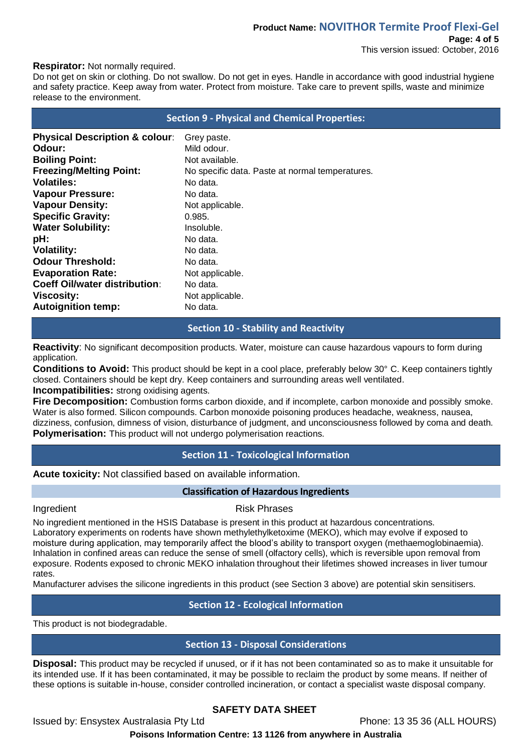**Respirator:** Not normally required.
Do not get on skin or clothing. Do not swallow. Do not get in eyes. Handle in accordance with good industrial hygiene and safety practice. Keep away from water. Protect from moisture. Take care to prevent spills, waste and minimize release to the environment.

## Section 9 - Physical and Chemical Properties:

| | |
|---|---|
| **Physical Description & colour**: | Grey paste. |
| **Odour:** | Mild odour. |
| **Boiling Point:** | Not available. |
| **Freezing/Melting Point:** | No specific data. Paste at normal temperatures. |
| **Volatiles:** | No data. |
| **Vapour Pressure:** | No data. |
| **Vapour Density:** | Not applicable. |
| **Specific Gravity:** | 0.985. |
| **Water Solubility:** | Insoluble. |
| **pH:** | No data. |
| **Volatility:** | No data. |
| **Odour Threshold:** | No data. |
| **Evaporation Rate:** | Not applicable. |
| **Coeff Oil/water distribution**: | No data. |
| **Viscosity:** | Not applicable. |
| **Autoignition temp:** | No data. |

## Section 10 - Stability and Reactivity

**Reactivity**: No significant decomposition products. Water, moisture can cause hazardous vapours to form during application.
**Conditions to Avoid:** This product should be kept in a cool place, preferably below 30° C. Keep containers tightly closed. Containers should be kept dry. Keep containers and surrounding areas well ventilated.
**Incompatibilities:** strong oxidising agents.
**Fire Decomposition:** Combustion forms carbon dioxide, and if incomplete, carbon monoxide and possibly smoke. Water is also formed. Silicon compounds. Carbon monoxide poisoning produces headache, weakness, nausea, dizziness, confusion, dimness of vision, disturbance of judgment, and unconsciousness followed by coma and death.
**Polymerisation:** This product will not undergo polymerisation reactions.

## Section 11 - Toxicological Information

**Acute toxicity:** Not classified based on available information.

### Classification of Hazardous Ingredients

| Ingredient | Risk Phrases |
|---|---|

No ingredient mentioned in the HSIS Database is present in this product at hazardous concentrations.
Laboratory experiments on rodents have shown methylethylketoxime (MEKO), which may evolve if exposed to moisture during application, may temporarily affect the blood's ability to transport oxygen (methaemoglobinaemia). Inhalation in confined areas can reduce the sense of smell (olfactory cells), which is reversible upon removal from exposure. Rodents exposed to chronic MEKO inhalation throughout their lifetimes showed increases in liver tumour rates.
Manufacturer advises the silicone ingredients in this product (see Section 3 above) are potential skin sensitisers.

## Section 12 - Ecological Information

This product is not biodegradable.

## Section 13 - Disposal Considerations

**Disposal:** This product may be recycled if unused, or if it has not been contaminated so as to make it unsuitable for its intended use. If it has been contaminated, it may be possible to reclaim the product by some means. If neither of these options is suitable in-house, consider controlled incineration, or contact a specialist waste disposal company.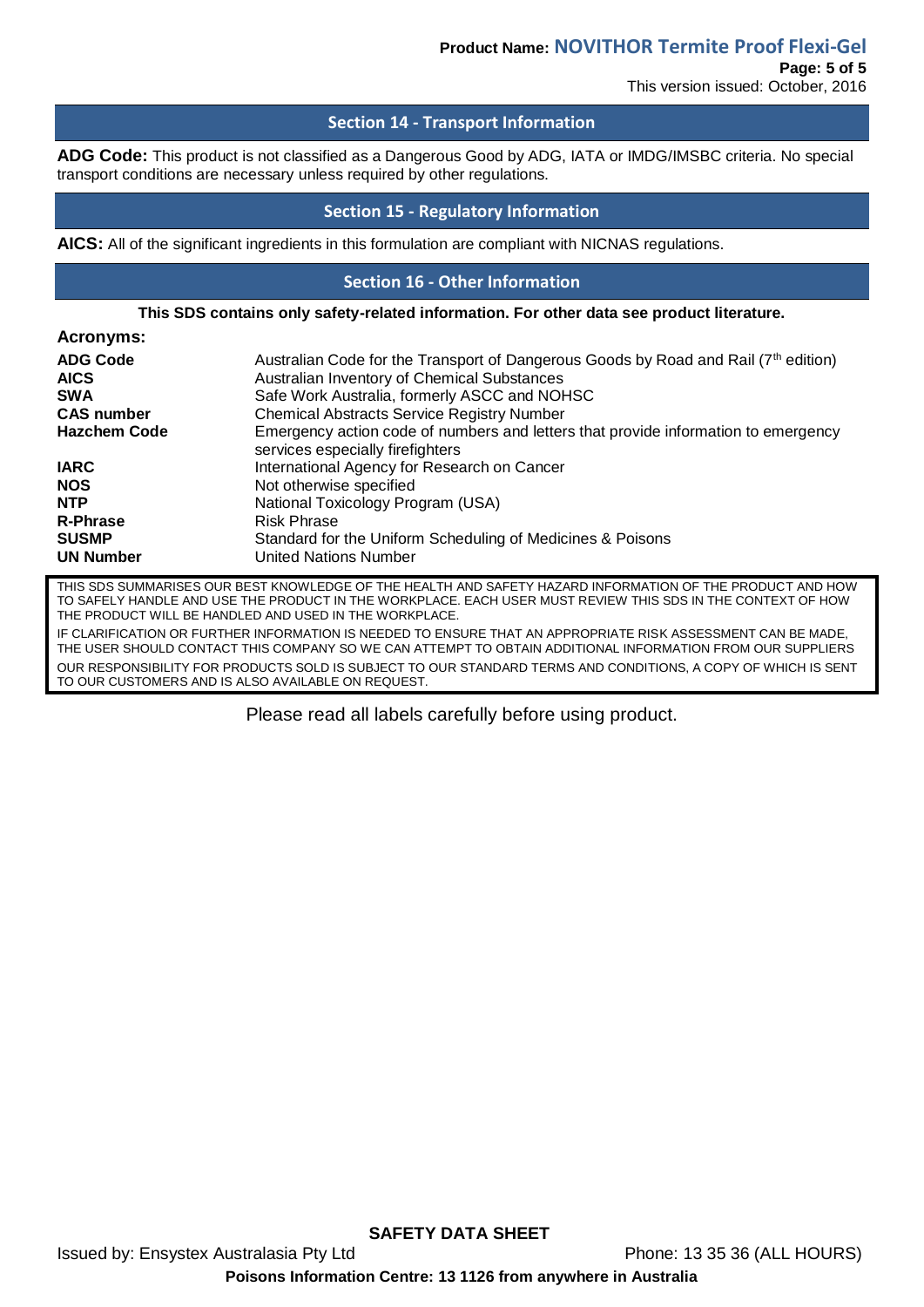## Section 14 - Transport Information

**ADG Code:** This product is not classified as a Dangerous Good by ADG, IATA or IMDG/IMSBC criteria. No special transport conditions are necessary unless required by other regulations.

## Section 15 - Regulatory Information

**AICS:** All of the significant ingredients in this formulation are compliant with NICNAS regulations.

## Section 16 - Other Information

**This SDS contains only safety-related information. For other data see product literature.**

### Acronyms:

| | |
|---|---|
| **ADG Code** | Australian Code for the Transport of Dangerous Goods by Road and Rail (7th edition) |
| **AICS** | Australian Inventory of Chemical Substances |
| **SWA** | Safe Work Australia, formerly ASCC and NOHSC |
| **CAS number** | Chemical Abstracts Service Registry Number |
| **Hazchem Code** | Emergency action code of numbers and letters that provide information to emergency services especially firefighters |
| **IARC** | International Agency for Research on Cancer |
| **NOS** | Not otherwise specified |
| **NTP** | National Toxicology Program (USA) |
| **R-Phrase** | Risk Phrase |
| **SUSMP** | Standard for the Uniform Scheduling of Medicines & Poisons |
| **UN Number** | United Nations Number |

THIS SDS SUMMARISES OUR BEST KNOWLEDGE OF THE HEALTH AND SAFETY HAZARD INFORMATION OF THE PRODUCT AND HOW TO SAFELY HANDLE AND USE THE PRODUCT IN THE WORKPLACE. EACH USER MUST REVIEW THIS SDS IN THE CONTEXT OF HOW THE PRODUCT WILL BE HANDLED AND USED IN THE WORKPLACE.

IF CLARIFICATION OR FURTHER INFORMATION IS NEEDED TO ENSURE THAT AN APPROPRIATE RISK ASSESSMENT CAN BE MADE, THE USER SHOULD CONTACT THIS COMPANY SO WE CAN ATTEMPT TO OBTAIN ADDITIONAL INFORMATION FROM OUR SUPPLIERS

OUR RESPONSIBILITY FOR PRODUCTS SOLD IS SUBJECT TO OUR STANDARD TERMS AND CONDITIONS, A COPY OF WHICH IS SENT TO OUR CUSTOMERS AND IS ALSO AVAILABLE ON REQUEST.

Please read all labels carefully before using product.